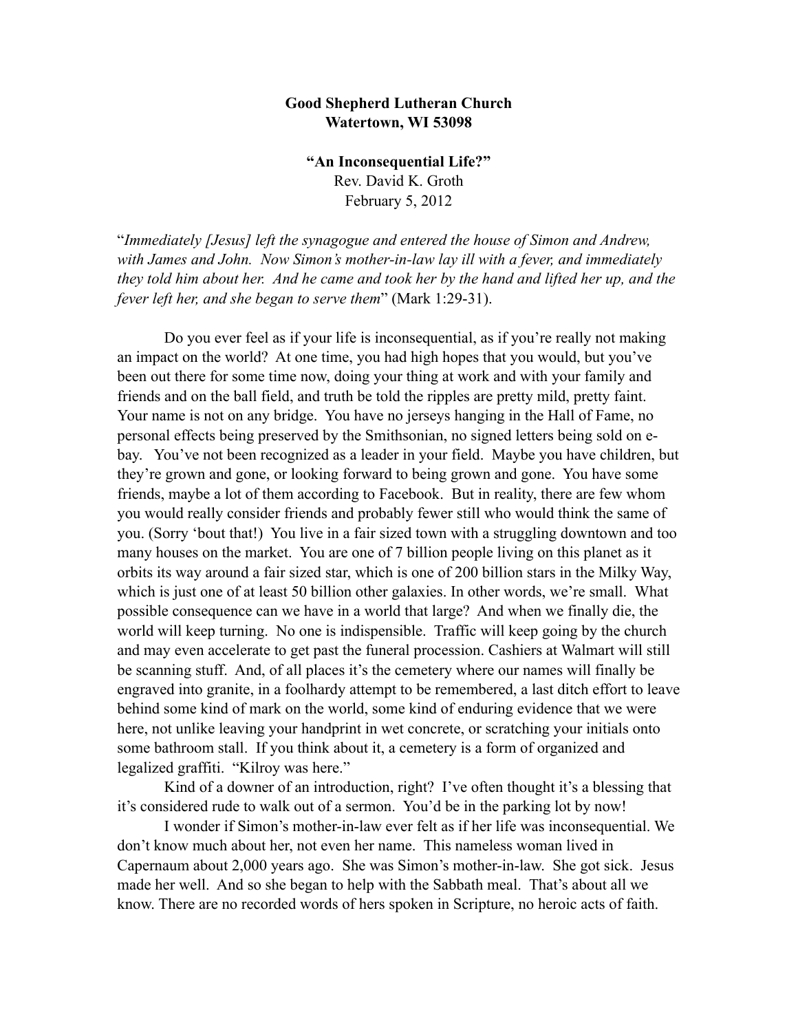**Good Shepherd Lutheran Church**
**Watertown, WI 53098**

**"An Inconsequential Life?"**
Rev. David K. Groth
February 5, 2012

"*Immediately [Jesus] left the synagogue and entered the house of Simon and Andrew, with James and John. Now Simon's mother-in-law lay ill with a fever, and immediately they told him about her. And he came and took her by the hand and lifted her up, and the fever left her, and she began to serve them*" (Mark 1:29-31).

Do you ever feel as if your life is inconsequential, as if you're really not making an impact on the world? At one time, you had high hopes that you would, but you've been out there for some time now, doing your thing at work and with your family and friends and on the ball field, and truth be told the ripples are pretty mild, pretty faint. Your name is not on any bridge. You have no jerseys hanging in the Hall of Fame, no personal effects being preserved by the Smithsonian, no signed letters being sold on e-bay. You've not been recognized as a leader in your field. Maybe you have children, but they're grown and gone, or looking forward to being grown and gone. You have some friends, maybe a lot of them according to Facebook. But in reality, there are few whom you would really consider friends and probably fewer still who would think the same of you. (Sorry 'bout that!) You live in a fair sized town with a struggling downtown and too many houses on the market. You are one of 7 billion people living on this planet as it orbits its way around a fair sized star, which is one of 200 billion stars in the Milky Way, which is just one of at least 50 billion other galaxies. In other words, we're small. What possible consequence can we have in a world that large? And when we finally die, the world will keep turning. No one is indispensible. Traffic will keep going by the church and may even accelerate to get past the funeral procession. Cashiers at Walmart will still be scanning stuff. And, of all places it's the cemetery where our names will finally be engraved into granite, in a foolhardy attempt to be remembered, a last ditch effort to leave behind some kind of mark on the world, some kind of enduring evidence that we were here, not unlike leaving your handprint in wet concrete, or scratching your initials onto some bathroom stall. If you think about it, a cemetery is a form of organized and legalized graffiti. "Kilroy was here."

Kind of a downer of an introduction, right? I've often thought it's a blessing that it's considered rude to walk out of a sermon. You'd be in the parking lot by now!

I wonder if Simon's mother-in-law ever felt as if her life was inconsequential. We don't know much about her, not even her name. This nameless woman lived in Capernaum about 2,000 years ago. She was Simon's mother-in-law. She got sick. Jesus made her well. And so she began to help with the Sabbath meal. That's about all we know. There are no recorded words of hers spoken in Scripture, no heroic acts of faith.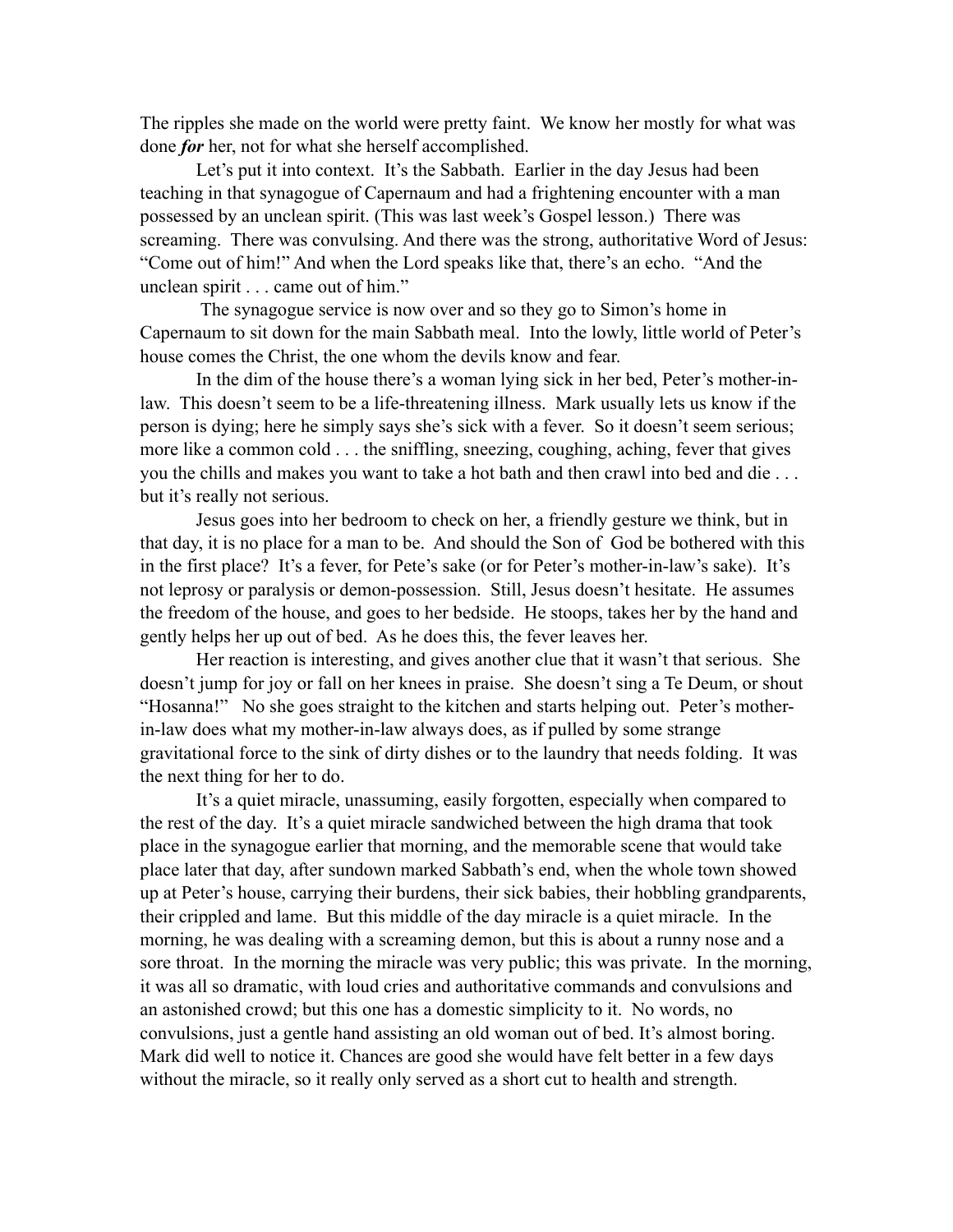The ripples she made on the world were pretty faint. We know her mostly for what was done ***for*** her, not for what she herself accomplished.

Let's put it into context. It's the Sabbath. Earlier in the day Jesus had been teaching in that synagogue of Capernaum and had a frightening encounter with a man possessed by an unclean spirit. (This was last week's Gospel lesson.) There was screaming. There was convulsing. And there was the strong, authoritative Word of Jesus: "Come out of him!" And when the Lord speaks like that, there's an echo. "And the unclean spirit . . . came out of him."

The synagogue service is now over and so they go to Simon's home in Capernaum to sit down for the main Sabbath meal. Into the lowly, little world of Peter's house comes the Christ, the one whom the devils know and fear.

In the dim of the house there's a woman lying sick in her bed, Peter's mother-in-law. This doesn't seem to be a life-threatening illness. Mark usually lets us know if the person is dying; here he simply says she's sick with a fever. So it doesn't seem serious; more like a common cold . . . the sniffling, sneezing, coughing, aching, fever that gives you the chills and makes you want to take a hot bath and then crawl into bed and die . . . but it's really not serious.

Jesus goes into her bedroom to check on her, a friendly gesture we think, but in that day, it is no place for a man to be. And should the Son of God be bothered with this in the first place? It's a fever, for Pete's sake (or for Peter's mother-in-law's sake). It's not leprosy or paralysis or demon-possession. Still, Jesus doesn't hesitate. He assumes the freedom of the house, and goes to her bedside. He stoops, takes her by the hand and gently helps her up out of bed. As he does this, the fever leaves her.

Her reaction is interesting, and gives another clue that it wasn't that serious. She doesn't jump for joy or fall on her knees in praise. She doesn't sing a Te Deum, or shout "Hosanna!" No she goes straight to the kitchen and starts helping out. Peter's mother-in-law does what my mother-in-law always does, as if pulled by some strange gravitational force to the sink of dirty dishes or to the laundry that needs folding. It was the next thing for her to do.

It's a quiet miracle, unassuming, easily forgotten, especially when compared to the rest of the day. It's a quiet miracle sandwiched between the high drama that took place in the synagogue earlier that morning, and the memorable scene that would take place later that day, after sundown marked Sabbath's end, when the whole town showed up at Peter's house, carrying their burdens, their sick babies, their hobbling grandparents, their crippled and lame. But this middle of the day miracle is a quiet miracle. In the morning, he was dealing with a screaming demon, but this is about a runny nose and a sore throat. In the morning the miracle was very public; this was private. In the morning, it was all so dramatic, with loud cries and authoritative commands and convulsions and an astonished crowd; but this one has a domestic simplicity to it. No words, no convulsions, just a gentle hand assisting an old woman out of bed. It's almost boring. Mark did well to notice it. Chances are good she would have felt better in a few days without the miracle, so it really only served as a short cut to health and strength.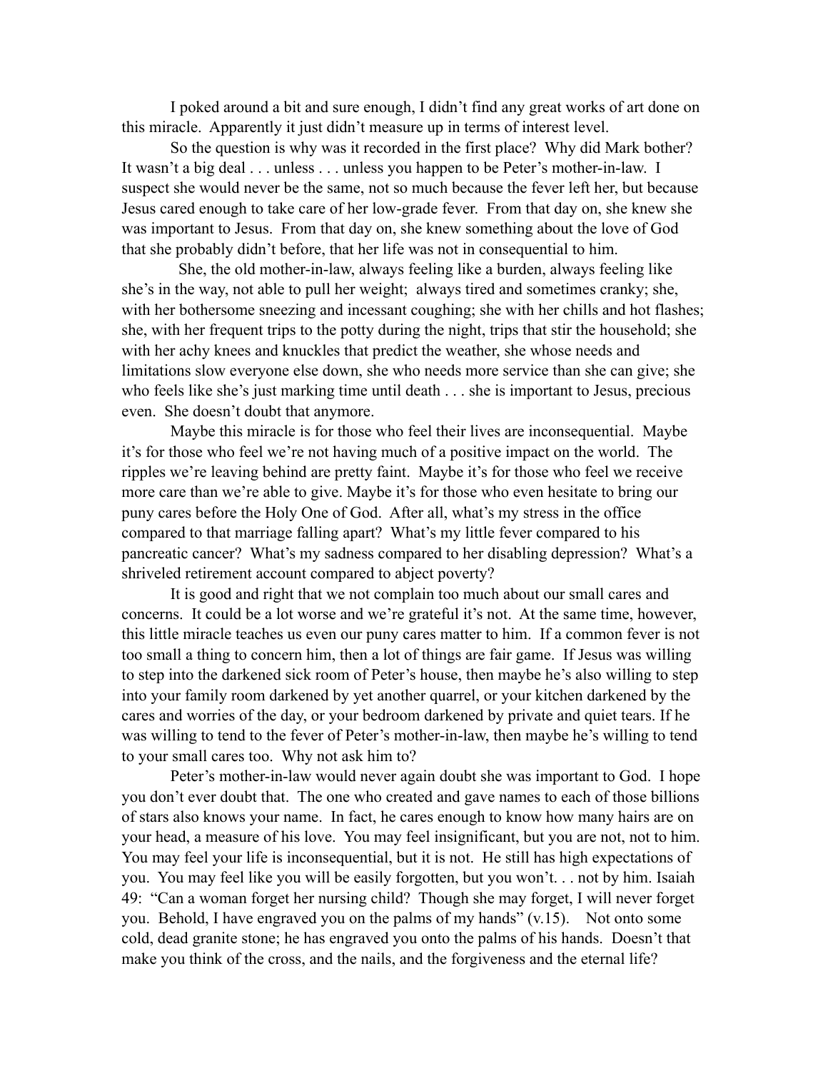I poked around a bit and sure enough, I didn't find any great works of art done on this miracle. Apparently it just didn't measure up in terms of interest level.

So the question is why was it recorded in the first place? Why did Mark bother? It wasn't a big deal . . . unless . . . unless you happen to be Peter's mother-in-law. I suspect she would never be the same, not so much because the fever left her, but because Jesus cared enough to take care of her low-grade fever. From that day on, she knew she was important to Jesus. From that day on, she knew something about the love of God that she probably didn't before, that her life was not in consequential to him.

She, the old mother-in-law, always feeling like a burden, always feeling like she's in the way, not able to pull her weight; always tired and sometimes cranky; she, with her bothersome sneezing and incessant coughing; she with her chills and hot flashes; she, with her frequent trips to the potty during the night, trips that stir the household; she with her achy knees and knuckles that predict the weather, she whose needs and limitations slow everyone else down, she who needs more service than she can give; she who feels like she's just marking time until death . . . she is important to Jesus, precious even. She doesn't doubt that anymore.

Maybe this miracle is for those who feel their lives are inconsequential. Maybe it's for those who feel we're not having much of a positive impact on the world. The ripples we're leaving behind are pretty faint. Maybe it's for those who feel we receive more care than we're able to give. Maybe it's for those who even hesitate to bring our puny cares before the Holy One of God. After all, what's my stress in the office compared to that marriage falling apart? What's my little fever compared to his pancreatic cancer? What's my sadness compared to her disabling depression? What's a shriveled retirement account compared to abject poverty?

It is good and right that we not complain too much about our small cares and concerns. It could be a lot worse and we're grateful it's not. At the same time, however, this little miracle teaches us even our puny cares matter to him. If a common fever is not too small a thing to concern him, then a lot of things are fair game. If Jesus was willing to step into the darkened sick room of Peter's house, then maybe he's also willing to step into your family room darkened by yet another quarrel, or your kitchen darkened by the cares and worries of the day, or your bedroom darkened by private and quiet tears. If he was willing to tend to the fever of Peter's mother-in-law, then maybe he's willing to tend to your small cares too. Why not ask him to?

Peter's mother-in-law would never again doubt she was important to God. I hope you don't ever doubt that. The one who created and gave names to each of those billions of stars also knows your name. In fact, he cares enough to know how many hairs are on your head, a measure of his love. You may feel insignificant, but you are not, not to him. You may feel your life is inconsequential, but it is not. He still has high expectations of you. You may feel like you will be easily forgotten, but you won't. . . not by him. Isaiah 49: "Can a woman forget her nursing child? Though she may forget, I will never forget you. Behold, I have engraved you on the palms of my hands" (v.15). Not onto some cold, dead granite stone; he has engraved you onto the palms of his hands. Doesn't that make you think of the cross, and the nails, and the forgiveness and the eternal life?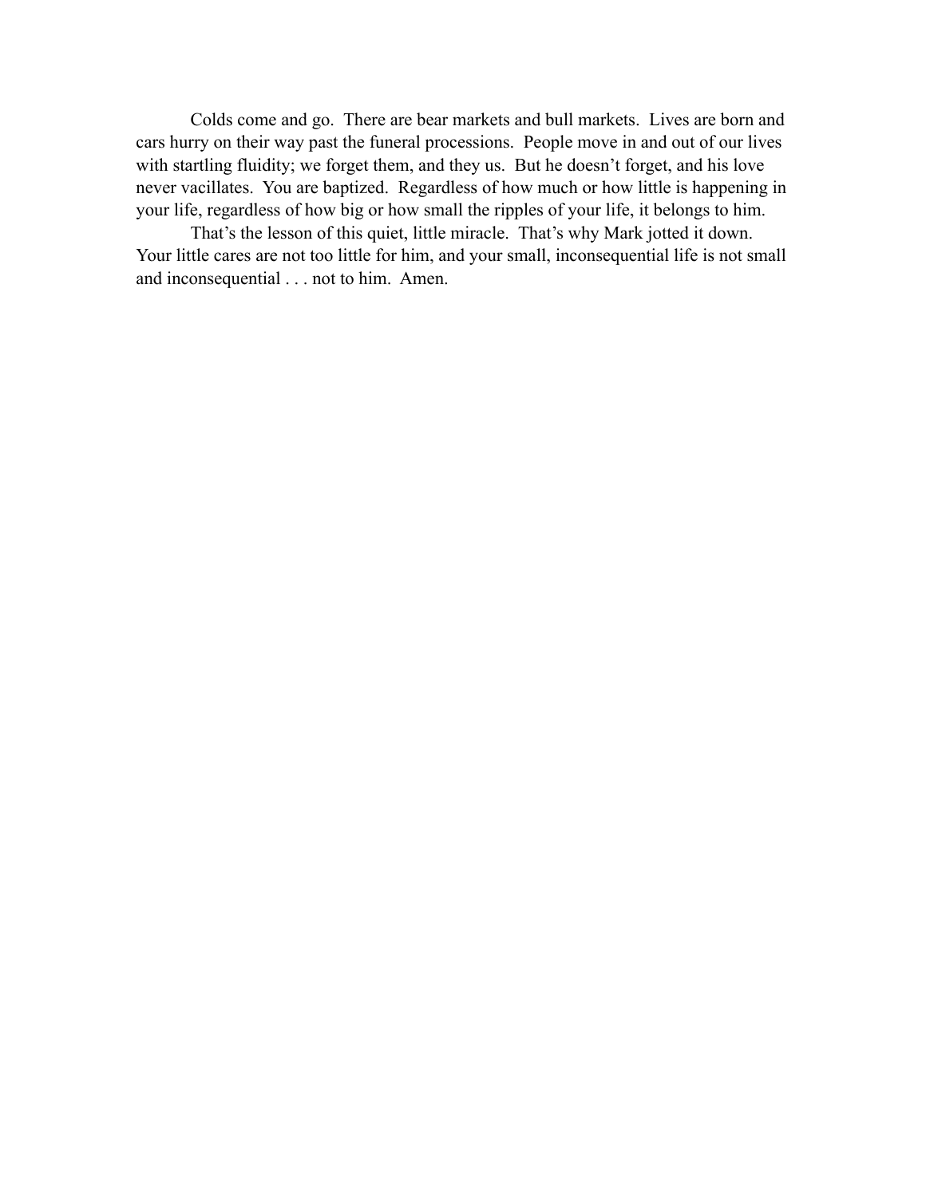Colds come and go. There are bear markets and bull markets. Lives are born and cars hurry on their way past the funeral processions. People move in and out of our lives with startling fluidity; we forget them, and they us. But he doesn't forget, and his love never vacillates. You are baptized. Regardless of how much or how little is happening in your life, regardless of how big or how small the ripples of your life, it belongs to him.

That's the lesson of this quiet, little miracle. That's why Mark jotted it down. Your little cares are not too little for him, and your small, inconsequential life is not small and inconsequential . . . not to him. Amen.